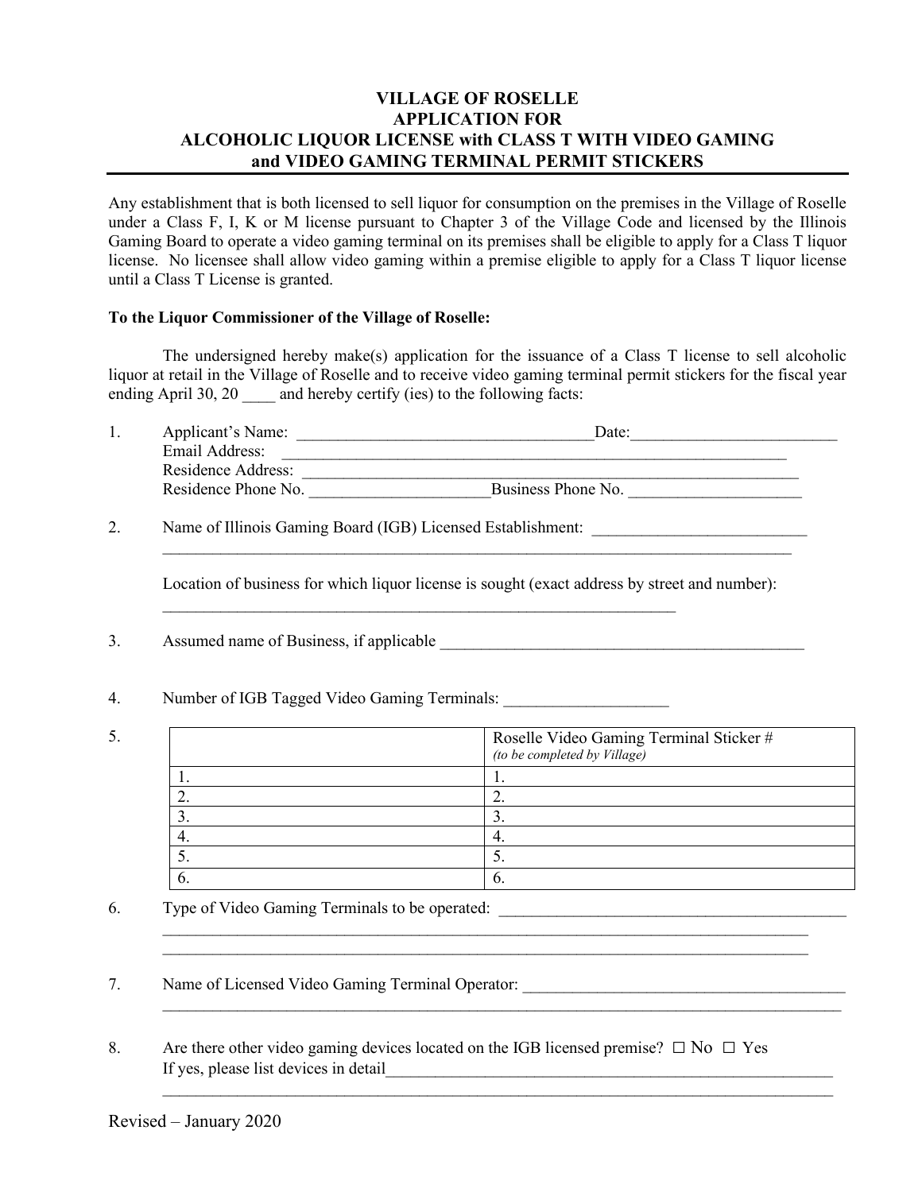# VILLAGE OF ROSELLE
## APPLICATION FOR
## ALCOHOLIC LIQUOR LICENSE with CLASS T WITH VIDEO GAMING and VIDEO GAMING TERMINAL PERMIT STICKERS

Any establishment that is both licensed to sell liquor for consumption on the premises in the Village of Roselle under a Class F, I, K or M license pursuant to Chapter 3 of the Village Code and licensed by the Illinois Gaming Board to operate a video gaming terminal on its premises shall be eligible to apply for a Class T liquor license. No licensee shall allow video gaming within a premise eligible to apply for a Class T liquor license until a Class T License is granted.

**To the Liquor Commissioner of the Village of Roselle:**

The undersigned hereby make(s) application for the issuance of a Class T license to sell alcoholic liquor at retail in the Village of Roselle and to receive video gaming terminal permit stickers for the fiscal year ending April 30, 20 ____ and hereby certify (ies) to the following facts:

1. Applicant's Name: ____________________________________Date:_________________________
   Email Address: _________________________________________________________________
   Residence Address: _______________________________________________________________
   Residence Phone No. ______________________Business Phone No. _____________________

2. Name of Illinois Gaming Board (IGB) Licensed Establishment: __________________________
   ____________________________________________________________________________

   Location of business for which liquor license is sought (exact address by street and number):
   ____________________________________________________________________

3. Assumed name of Business, if applicable ______________________________________________

4. Number of IGB Tagged Video Gaming Terminals: ___________________

5.

| | Roselle Video Gaming Terminal Sticker # *(to be completed by Village)* |
|---|---|
| 1. | 1. |
| 2. | 2. |
| 3. | 3. |
| 4. | 4. |
| 5. | 5. |
| 6. | 6. |

6. Type of Video Gaming Terminals to be operated: __________________________________________
   ____________________________________________________________________________
   ____________________________________________________________________________

7. Name of Licensed Video Gaming Terminal Operator: _______________________________________
   ____________________________________________________________________________

8. Are there other video gaming devices located on the IGB licensed premise? ☐ No ☐ Yes
   If yes, please list devices in detail________________________________________________________
   ____________________________________________________________________________

Revised – January 2020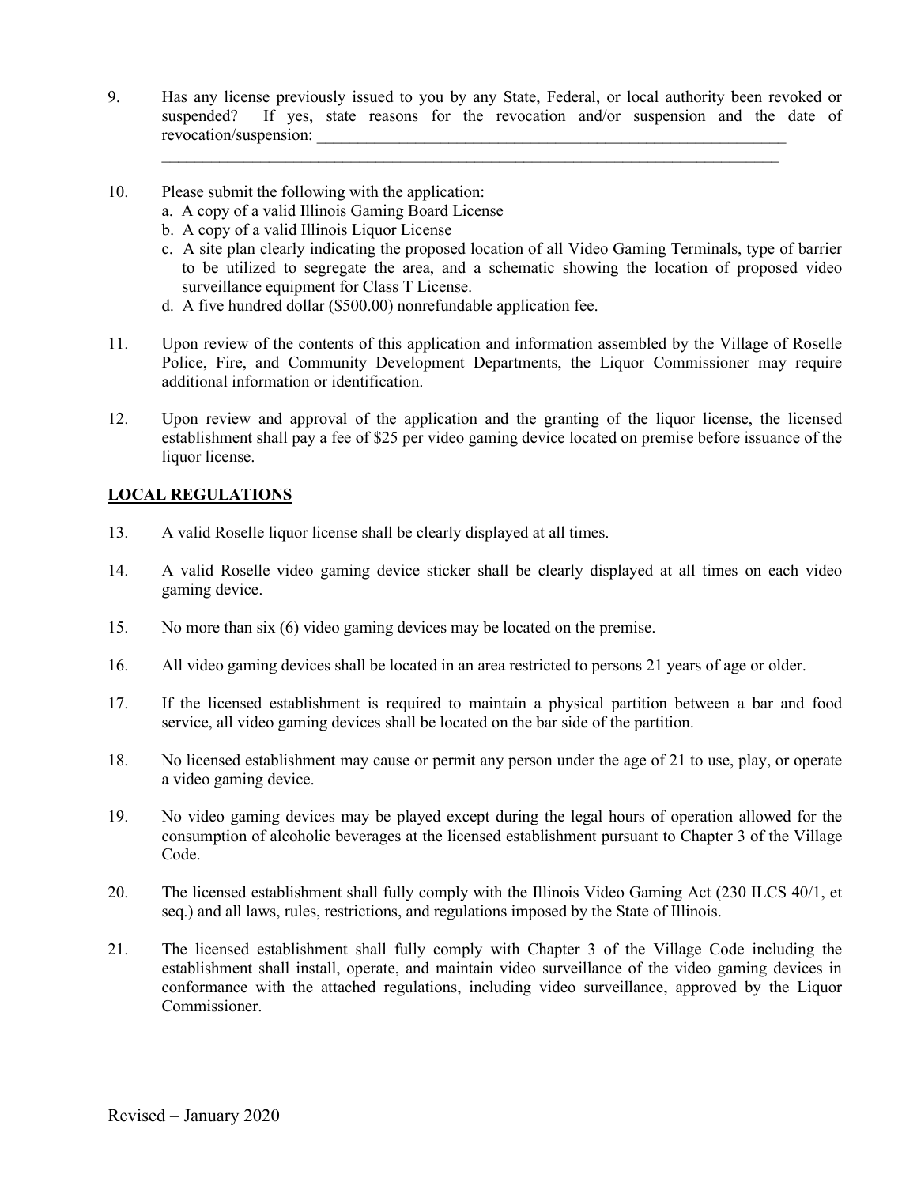9. Has any license previously issued to you by any State, Federal, or local authority been revoked or suspended? If yes, state reasons for the revocation and/or suspension and the date of revocation/suspension: ______________________________________________________________
_______________________________________________________________________________

10. Please submit the following with the application:
    a. A copy of a valid Illinois Gaming Board License
    b. A copy of a valid Illinois Liquor License
    c. A site plan clearly indicating the proposed location of all Video Gaming Terminals, type of barrier to be utilized to segregate the area, and a schematic showing the location of proposed video surveillance equipment for Class T License.
    d. A five hundred dollar ($500.00) nonrefundable application fee.

11. Upon review of the contents of this application and information assembled by the Village of Roselle Police, Fire, and Community Development Departments, the Liquor Commissioner may require additional information or identification.

12. Upon review and approval of the application and the granting of the liquor license, the licensed establishment shall pay a fee of $25 per video gaming device located on premise before issuance of the liquor license.

## LOCAL REGULATIONS

13. A valid Roselle liquor license shall be clearly displayed at all times.

14. A valid Roselle video gaming device sticker shall be clearly displayed at all times on each video gaming device.

15. No more than six (6) video gaming devices may be located on the premise.

16. All video gaming devices shall be located in an area restricted to persons 21 years of age or older.

17. If the licensed establishment is required to maintain a physical partition between a bar and food service, all video gaming devices shall be located on the bar side of the partition.

18. No licensed establishment may cause or permit any person under the age of 21 to use, play, or operate a video gaming device.

19. No video gaming devices may be played except during the legal hours of operation allowed for the consumption of alcoholic beverages at the licensed establishment pursuant to Chapter 3 of the Village Code.

20. The licensed establishment shall fully comply with the Illinois Video Gaming Act (230 ILCS 40/1, et seq.) and all laws, rules, restrictions, and regulations imposed by the State of Illinois.

21. The licensed establishment shall fully comply with Chapter 3 of the Village Code including the establishment shall install, operate, and maintain video surveillance of the video gaming devices in conformance with the attached regulations, including video surveillance, approved by the Liquor Commissioner.

Revised – January 2020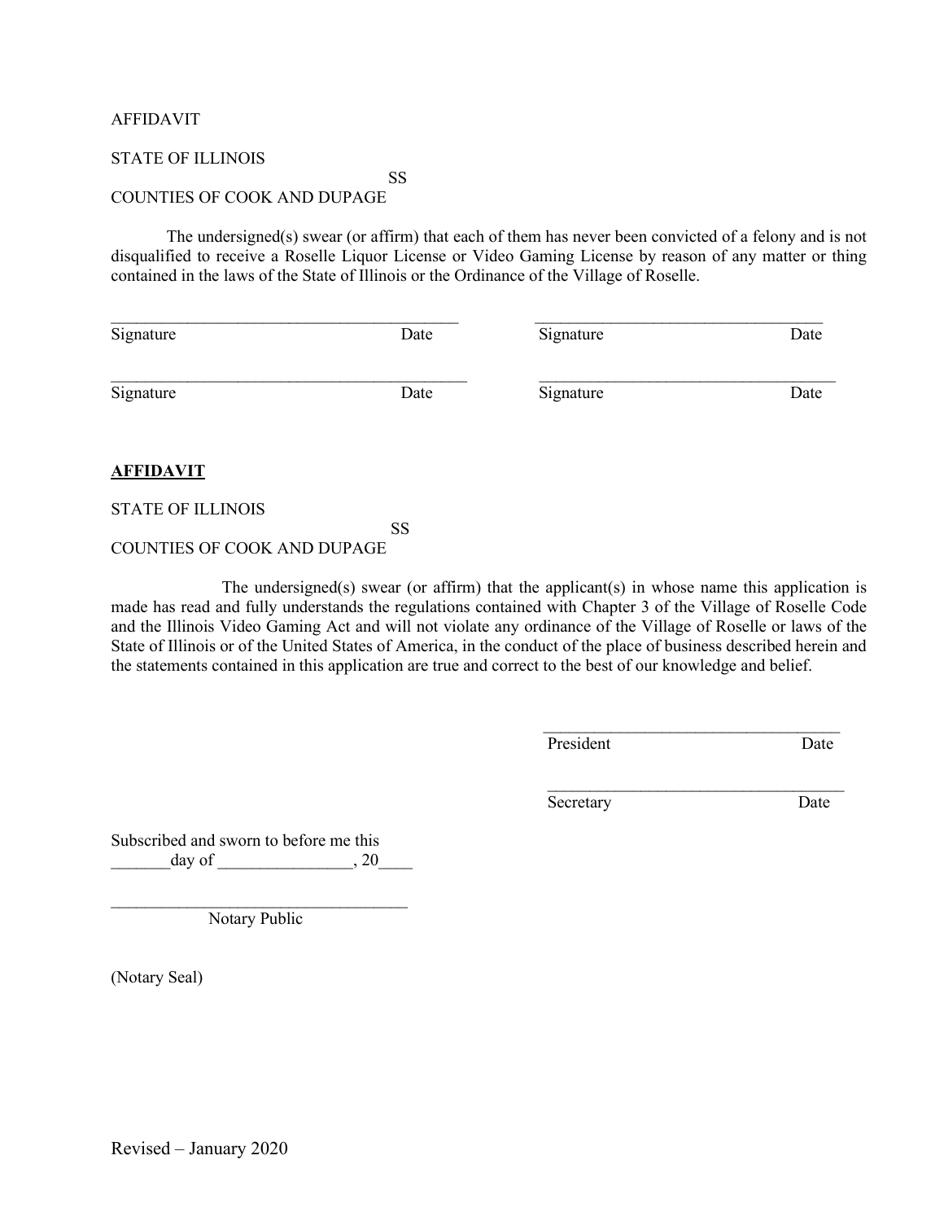AFFIDAVIT

STATE OF ILLINOIS
SS
COUNTIES OF COOK AND DUPAGE

The undersigned(s) swear (or affirm) that each of them has never been convicted of a felony and is not disqualified to receive a Roselle Liquor License or Video Gaming License by reason of any matter or thing contained in the laws of the State of Illinois or the Ordinance of the Village of Roselle.

| | |
|---|---|
| \_\_\_\_\_\_\_\_\_\_\_\_\_\_\_\_\_\_\_\_\_\_\_\_\_\_\_\_\_\_\_\_\_\_\_\_ | \_\_\_\_\_\_\_\_\_\_\_\_\_\_\_\_\_\_\_\_\_\_\_\_\_\_\_\_\_\_\_\_\_\_\_\_ |
| Signature Date | Signature Date |
| \_\_\_\_\_\_\_\_\_\_\_\_\_\_\_\_\_\_\_\_\_\_\_\_\_\_\_\_\_\_\_\_\_\_\_\_ | \_\_\_\_\_\_\_\_\_\_\_\_\_\_\_\_\_\_\_\_\_\_\_\_\_\_\_\_\_\_\_\_\_\_\_\_ |
| Signature Date | Signature Date |

**AFFIDAVIT**

STATE OF ILLINOIS
SS
COUNTIES OF COOK AND DUPAGE

The undersigned(s) swear (or affirm) that the applicant(s) in whose name this application is made has read and fully understands the regulations contained with Chapter 3 of the Village of Roselle Code and the Illinois Video Gaming Act and will not violate any ordinance of the Village of Roselle or laws of the State of Illinois or of the United States of America, in the conduct of the place of business described herein and the statements contained in this application are true and correct to the best of our knowledge and belief.

\_\_\_\_\_\_\_\_\_\_\_\_\_\_\_\_\_\_\_\_\_\_\_\_\_\_\_\_\_\_\_\_\_\_\_\_
President Date

\_\_\_\_\_\_\_\_\_\_\_\_\_\_\_\_\_\_\_\_\_\_\_\_\_\_\_\_\_\_\_\_\_\_\_\_
Secretary Date

Subscribed and sworn to before me this
\_\_\_\_\_\_\_day of \_\_\_\_\_\_\_\_\_\_\_\_\_\_\_\_, 20\_\_\_\_

\_\_\_\_\_\_\_\_\_\_\_\_\_\_\_\_\_\_\_\_\_\_\_\_\_\_\_\_\_\_\_\_\_\_\_\_
Notary Public

(Notary Seal)

Revised – January 2020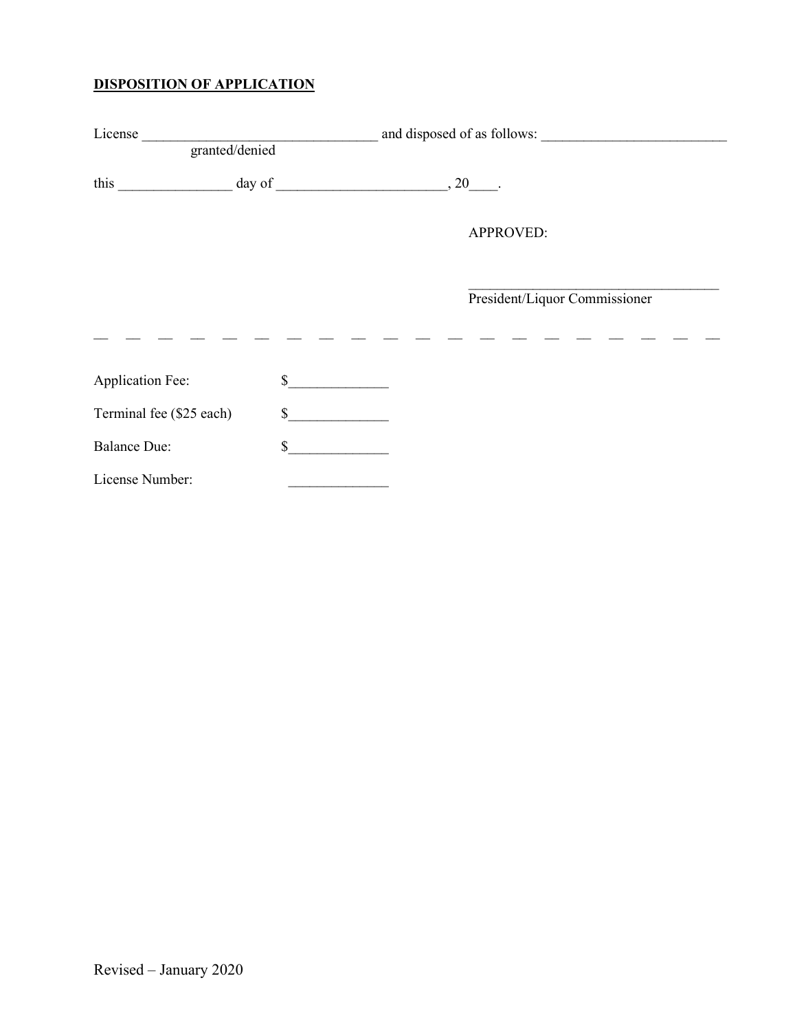**DISPOSITION OF APPLICATION**

License ________________________________ and disposed of as follows: _________________________
granted/denied

this _______________ day of ______________________, 20____.

APPROVED:

__________________________________
President/Liquor Commissioner

— — — — — — — — — — — — — — — — — — — —

Application Fee: $_____________

Terminal fee ($25 each) $_____________

Balance Due: $_____________

License Number: _____________

Revised – January 2020